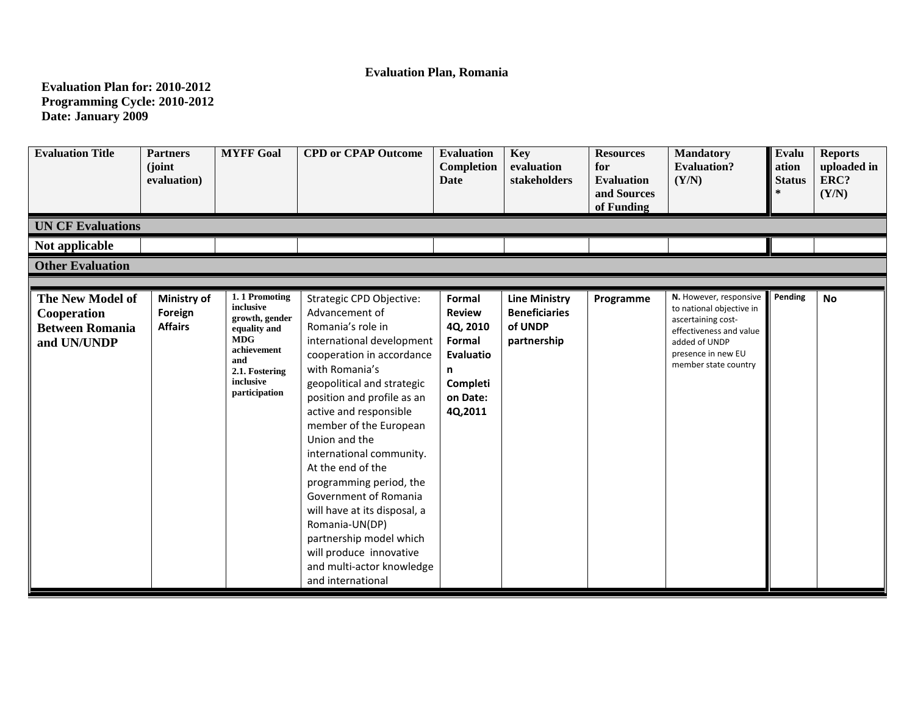# Evaluation Plan, Romania

**Evaluation Plan for: 2010-2012**
**Programming Cycle: 2010-2012**
**Date: January 2009**

| Evaluation Title | Partners (joint evaluation) | MYFF Goal | CPD or CPAP Outcome | Evaluation Completion Date | Key evaluation stakeholders | Resources for Evaluation and Sources of Funding | Mandatory Evaluation? (Y/N) | Evaluation Status * | Reports uploaded in ERC? (Y/N) |
|---|---|---|---|---|---|---|---|---|---|
| **UN CF Evaluations** | | | | | | | | | |
| **Not applicable** | | | | | | | | | |
| **Other Evaluation** | | | | | | | | | |
| **The New Model of Cooperation Between Romania and UN/UNDP** | **Ministry of Foreign Affairs** | **1. 1 Promoting inclusive growth, gender equality and MDG achievement and 2.1. Fostering inclusive participation** | Strategic CPD Objective: Advancement of Romania's role in international development cooperation in accordance with Romania's geopolitical and strategic position and profile as an active and responsible member of the European Union and the international community. At the end of the programming period, the Government of Romania will have at its disposal, a Romania-UN(DP) partnership model which will produce innovative and multi-actor knowledge and international | **Formal Review 4Q, 2010 Formal Evaluation Completion Date: 4Q,2011** | **Line Ministry Beneficiaries of UNDP partnership** | **Programme** | **N.** However, responsive to national objective in ascertaining cost-effectiveness and value added of UNDP presence in new EU member state country | **Pending** | **No** |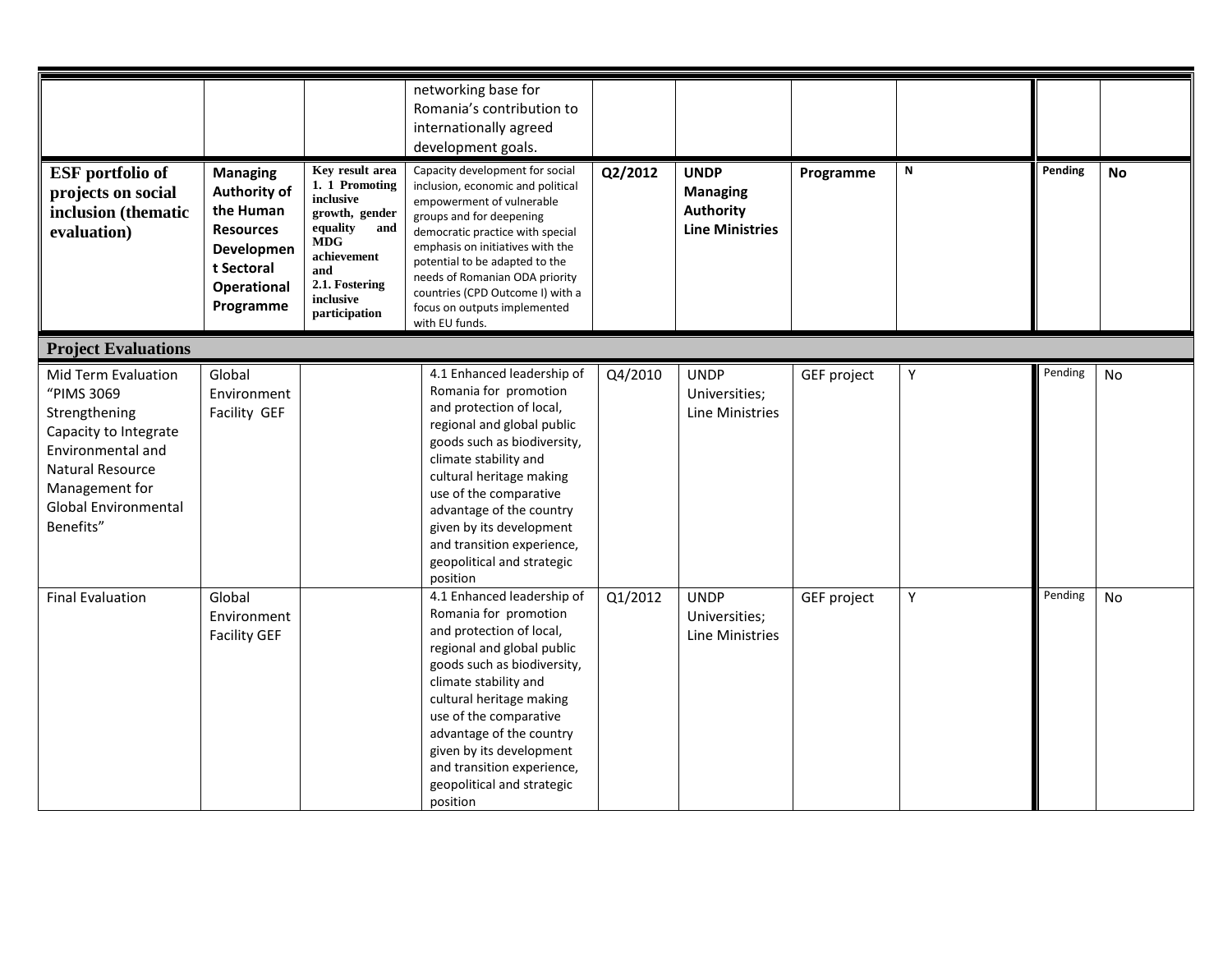| | | | | | | | | | |
|---|---|---|---|---|---|---|---|---|---|
| | | | networking base for Romania's contribution to internationally agreed development goals. | | | | | | |
| **ESF portfolio of projects on social inclusion (thematic evaluation)** | **Managing Authority of the Human Resources Development Sectoral Operational Programme** | **Key result area 1. 1 Promoting inclusive growth, gender equality and MDG achievement and 2.1. Fostering inclusive participation** | Capacity development for social inclusion, economic and political empowerment of vulnerable groups and for deepening democratic practice with special emphasis on initiatives with the potential to be adapted to the needs of Romanian ODA priority countries (CPD Outcome I) with a focus on outputs implemented with EU funds. | **Q2/2012** | **UNDP Managing Authority Line Ministries** | **Programme** | **N** | **Pending** | **No** |
| **Project Evaluations** | | | | | | | | | |
| Mid Term Evaluation "PIMS 3069 Strengthening Capacity to Integrate Environmental and Natural Resource Management for Global Environmental Benefits" | Global Environment Facility GEF | | 4.1 Enhanced leadership of Romania for promotion and protection of local, regional and global public goods such as biodiversity, climate stability and cultural heritage making use of the comparative advantage of the country given by its development and transition experience, geopolitical and strategic position | Q4/2010 | UNDP Universities; Line Ministries | GEF project | Y | Pending | No |
| Final Evaluation | Global Environment Facility GEF | | 4.1 Enhanced leadership of Romania for promotion and protection of local, regional and global public goods such as biodiversity, climate stability and cultural heritage making use of the comparative advantage of the country given by its development and transition experience, geopolitical and strategic position | Q1/2012 | UNDP Universities; Line Ministries | GEF project | Y | Pending | No |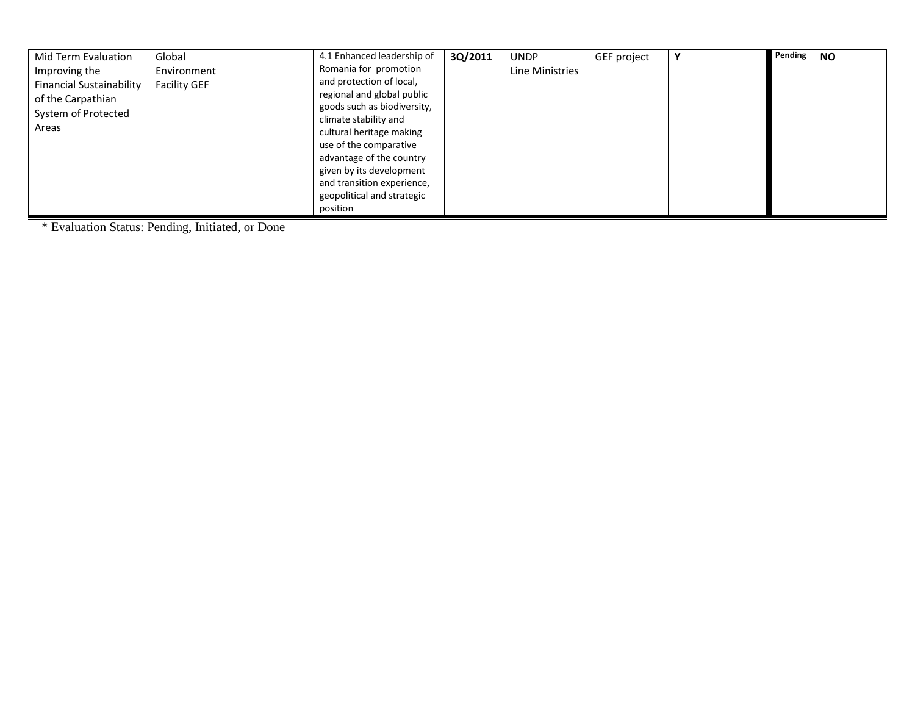| | | | | | | | | | | |
|---|---|---|---|---|---|---|---|---|---|---|
| Mid Term Evaluation Improving the Financial Sustainability of the Carpathian System of Protected Areas | Global Environment Facility GEF | | 4.1 Enhanced leadership of Romania for promotion and protection of local, regional and global public goods such as biodiversity, climate stability and cultural heritage making use of the comparative advantage of the country given by its development and transition experience, geopolitical and strategic position | **3Q/2011** | UNDP Line Ministries | GEF project | **Y** | | **Pending** | **NO** |

* Evaluation Status: Pending, Initiated, or Done